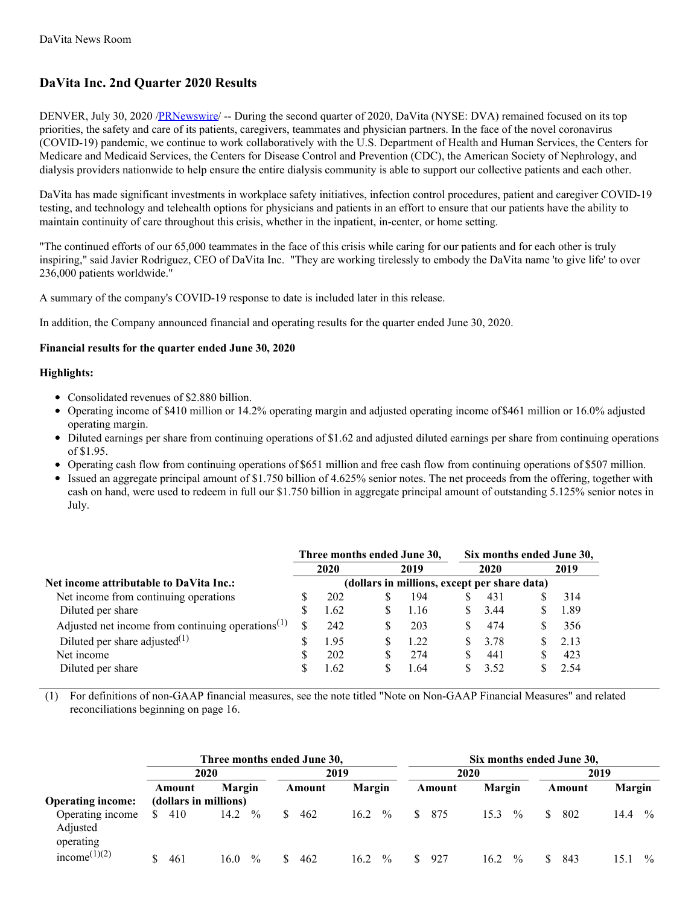DaVita News Room

## DaVita Inc. 2nd Quarter 2020 Results

DENVER, July 30, 2020 /PRNewswire/ -- During the second quarter of 2020, DaVita (NYSE: DVA) remained focused on its top priorities, the safety and care of its patients, caregivers, teammates and physician partners. In the face of the novel coronavirus (COVID-19) pandemic, we continue to work collaboratively with the U.S. Department of Health and Human Services, the Centers for Medicare and Medicaid Services, the Centers for Disease Control and Prevention (CDC), the American Society of Nephrology, and dialysis providers nationwide to help ensure the entire dialysis community is able to support our collective patients and each other.

DaVita has made significant investments in workplace safety initiatives, infection control procedures, patient and caregiver COVID-19 testing, and technology and telehealth options for physicians and patients in an effort to ensure that our patients have the ability to maintain continuity of care throughout this crisis, whether in the inpatient, in-center, or home setting.

"The continued efforts of our 65,000 teammates in the face of this crisis while caring for our patients and for each other is truly inspiring," said Javier Rodriguez, CEO of DaVita Inc. "They are working tirelessly to embody the DaVita name 'to give life' to over 236,000 patients worldwide."

A summary of the company's COVID-19 response to date is included later in this release.

In addition, the Company announced financial and operating results for the quarter ended June 30, 2020.

**Financial results for the quarter ended June 30, 2020**

**Highlights:**

- Consolidated revenues of $2.880 billion.
- Operating income of $410 million or 14.2% operating margin and adjusted operating income of $461 million or 16.0% adjusted operating margin.
- Diluted earnings per share from continuing operations of $1.62 and adjusted diluted earnings per share from continuing operations of $1.95.
- Operating cash flow from continuing operations of $651 million and free cash flow from continuing operations of $507 million.
- Issued an aggregate principal amount of $1.750 billion of 4.625% senior notes. The net proceeds from the offering, together with cash on hand, were used to redeem in full our $1.750 billion in aggregate principal amount of outstanding 5.125% senior notes in July.

| | Three months ended June 30, | | Six months ended June 30, | |
|---|---|---|---|---|
| | 2020 | 2019 | 2020 | 2019 |
| **Net income attributable to DaVita Inc.:** | (dollars in millions, except per share data) | | | |
| Net income from continuing operations | $ 202 | $ 194 | $ 431 | $ 314 |
| Diluted per share | $ 1.62 | $ 1.16 | $ 3.44 | $ 1.89 |
| Adjusted net income from continuing operations[(1)] | $ 242 | $ 203 | $ 474 | $ 356 |
| Diluted per share adjusted[(1)] | $ 1.95 | $ 1.22 | $ 3.78 | $ 2.13 |
| Net income | $ 202 | $ 274 | $ 441 | $ 423 |
| Diluted per share | $ 1.62 | $ 1.64 | $ 3.52 | $ 2.54 |

(1) For definitions of non-GAAP financial measures, see the note titled "Note on Non-GAAP Financial Measures" and related reconciliations beginning on page 16.

| | Three months ended June 30, | | | | Six months ended June 30, | | | |
|---|---|---|---|---|---|---|---|---|
| | 2020 | | 2019 | | 2020 | | 2019 | |
| **Operating income:** | Amount (dollars in millions) | Margin | Amount | Margin | Amount | Margin | Amount | Margin |
| Operating income | $ 410 | 14.2 % | $ 462 | 16.2 % | $ 875 | 15.3 % | $ 802 | 14.4 % |
| Adjusted operating income[(1)(2)] | $ 461 | 16.0 % | $ 462 | 16.2 % | $ 927 | 16.2 % | $ 843 | 15.1 % |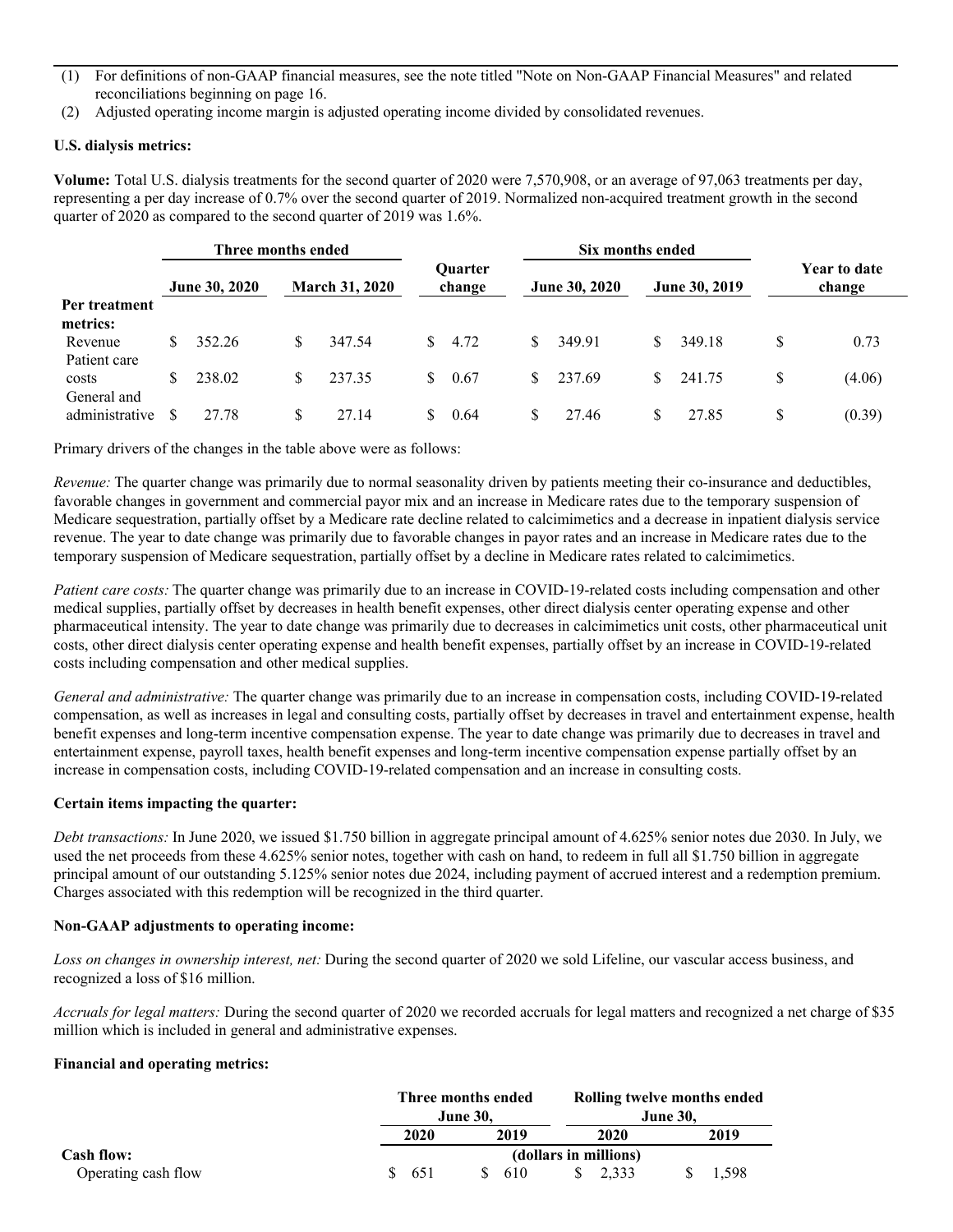(1) For definitions of non-GAAP financial measures, see the note titled "Note on Non-GAAP Financial Measures" and related reconciliations beginning on page 16.

(2) Adjusted operating income margin is adjusted operating income divided by consolidated revenues.

**U.S. dialysis metrics:**

**Volume:** Total U.S. dialysis treatments for the second quarter of 2020 were 7,570,908, or an average of 97,063 treatments per day, representing a per day increase of 0.7% over the second quarter of 2019. Normalized non-acquired treatment growth in the second quarter of 2020 as compared to the second quarter of 2019 was 1.6%.

| | Three months ended | | Quarter change | Six months ended | | Year to date change |
|---|---|---|---|---|---|---|
| | June 30, 2020 | March 31, 2020 | | June 30, 2020 | June 30, 2019 | |
| **Per treatment metrics:** | | | | | | |
| Revenue | $ 352.26 | $ 347.54 | $ 4.72 | $ 349.91 | $ 349.18 | $ 0.73 |
| Patient care costs | $ 238.02 | $ 237.35 | $ 0.67 | $ 237.69 | $ 241.75 | $ (4.06) |
| General and administrative | $ 27.78 | $ 27.14 | $ 0.64 | $ 27.46 | $ 27.85 | $ (0.39) |

Primary drivers of the changes in the table above were as follows:

*Revenue:* The quarter change was primarily due to normal seasonality driven by patients meeting their co-insurance and deductibles, favorable changes in government and commercial payor mix and an increase in Medicare rates due to the temporary suspension of Medicare sequestration, partially offset by a Medicare rate decline related to calcimimetics and a decrease in inpatient dialysis service revenue. The year to date change was primarily due to favorable changes in payor rates and an increase in Medicare rates due to the temporary suspension of Medicare sequestration, partially offset by a decline in Medicare rates related to calcimimetics.

*Patient care costs:* The quarter change was primarily due to an increase in COVID-19-related costs including compensation and other medical supplies, partially offset by decreases in health benefit expenses, other direct dialysis center operating expense and other pharmaceutical intensity. The year to date change was primarily due to decreases in calcimimetics unit costs, other pharmaceutical unit costs, other direct dialysis center operating expense and health benefit expenses, partially offset by an increase in COVID-19-related costs including compensation and other medical supplies.

*General and administrative:* The quarter change was primarily due to an increase in compensation costs, including COVID-19-related compensation, as well as increases in legal and consulting costs, partially offset by decreases in travel and entertainment expense, health benefit expenses and long-term incentive compensation expense. The year to date change was primarily due to decreases in travel and entertainment expense, payroll taxes, health benefit expenses and long-term incentive compensation expense partially offset by an increase in compensation costs, including COVID-19-related compensation and an increase in consulting costs.

**Certain items impacting the quarter:**

*Debt transactions:* In June 2020, we issued $1.750 billion in aggregate principal amount of 4.625% senior notes due 2030. In July, we used the net proceeds from these 4.625% senior notes, together with cash on hand, to redeem in full all $1.750 billion in aggregate principal amount of our outstanding 5.125% senior notes due 2024, including payment of accrued interest and a redemption premium. Charges associated with this redemption will be recognized in the third quarter.

**Non-GAAP adjustments to operating income:**

*Loss on changes in ownership interest, net:* During the second quarter of 2020 we sold Lifeline, our vascular access business, and recognized a loss of $16 million.

*Accruals for legal matters:* During the second quarter of 2020 we recorded accruals for legal matters and recognized a net charge of $35 million which is included in general and administrative expenses.

**Financial and operating metrics:**

| | Three months ended June 30, | | Rolling twelve months ended June 30, | |
|---|---|---|---|---|
| | 2020 | 2019 | 2020 | 2019 |
| **Cash flow:** | (dollars in millions) | | | |
| Operating cash flow | $ 651 | $ 610 | $ 2,333 | $ 1,598 |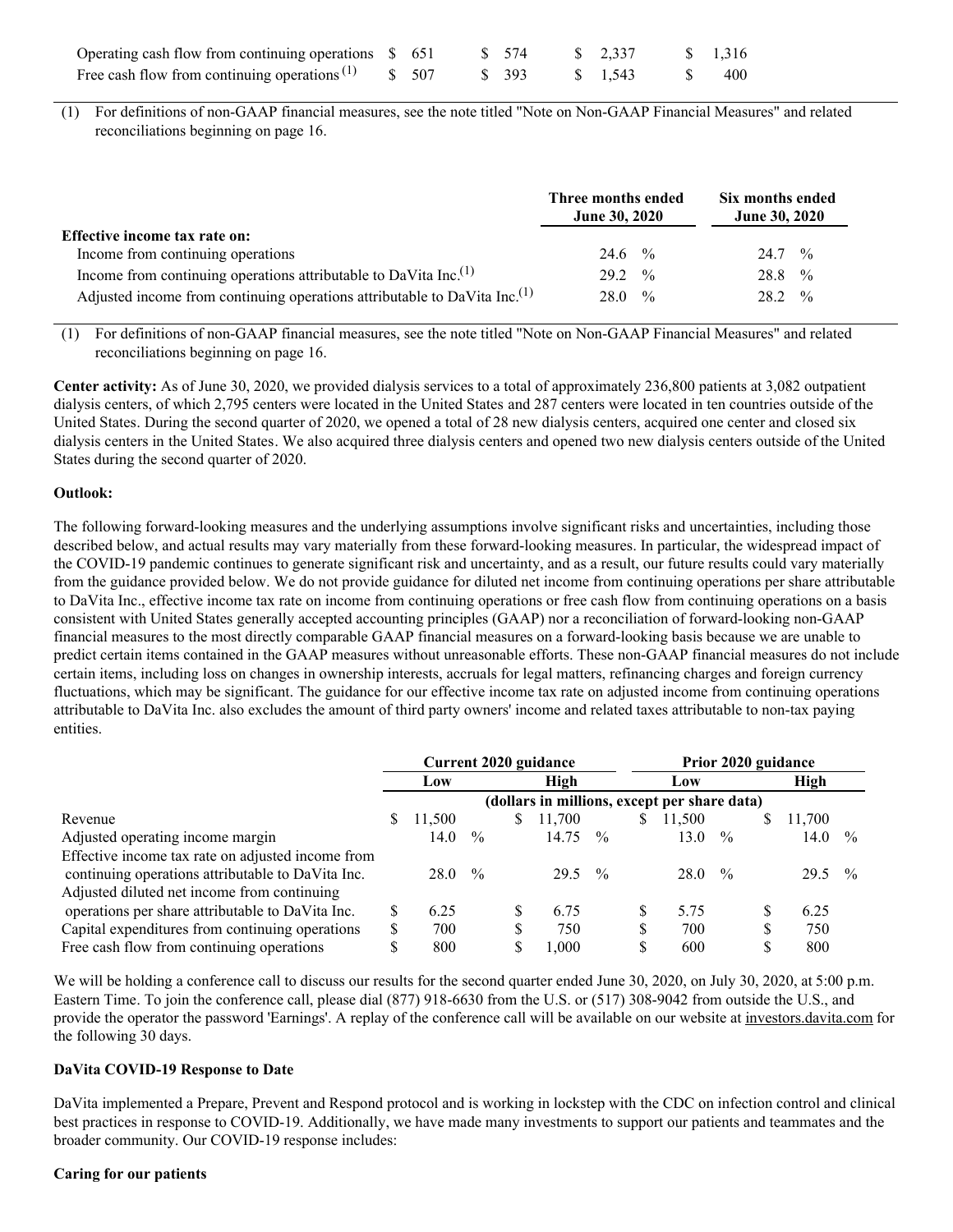| | | | | |
|---|---|---|---|---|
| Operating cash flow from continuing operations | $ 651 | $ 574 | $ 2,337 | $ 1,316 |
| Free cash flow from continuing operations [(1)] | $ 507 | $ 393 | $ 1,543 | $ 400 |

(1) For definitions of non-GAAP financial measures, see the note titled "Note on Non-GAAP Financial Measures" and related reconciliations beginning on page 16.

| | Three months ended June 30, 2020 | Six months ended June 30, 2020 |
|---|---|---|
| **Effective income tax rate on:** | | |
| Income from continuing operations | 24.6 % | 24.7 % |
| Income from continuing operations attributable to DaVita Inc.[(1)] | 29.2 % | 28.8 % |
| Adjusted income from continuing operations attributable to DaVita Inc.[(1)] | 28.0 % | 28.2 % |

(1) For definitions of non-GAAP financial measures, see the note titled "Note on Non-GAAP Financial Measures" and related reconciliations beginning on page 16.

**Center activity:** As of June 30, 2020, we provided dialysis services to a total of approximately 236,800 patients at 3,082 outpatient dialysis centers, of which 2,795 centers were located in the United States and 287 centers were located in ten countries outside of the United States. During the second quarter of 2020, we opened a total of 28 new dialysis centers, acquired one center and closed six dialysis centers in the United States. We also acquired three dialysis centers and opened two new dialysis centers outside of the United States during the second quarter of 2020.

**Outlook:**

The following forward-looking measures and the underlying assumptions involve significant risks and uncertainties, including those described below, and actual results may vary materially from these forward-looking measures. In particular, the widespread impact of the COVID-19 pandemic continues to generate significant risk and uncertainty, and as a result, our future results could vary materially from the guidance provided below. We do not provide guidance for diluted net income from continuing operations per share attributable to DaVita Inc., effective income tax rate on income from continuing operations or free cash flow from continuing operations on a basis consistent with United States generally accepted accounting principles (GAAP) nor a reconciliation of forward-looking non-GAAP financial measures to the most directly comparable GAAP financial measures on a forward-looking basis because we are unable to predict certain items contained in the GAAP measures without unreasonable efforts. These non-GAAP financial measures do not include certain items, including loss on changes in ownership interests, accruals for legal matters, refinancing charges and foreign currency fluctuations, which may be significant. The guidance for our effective income tax rate on adjusted income from continuing operations attributable to DaVita Inc. also excludes the amount of third party owners' income and related taxes attributable to non-tax paying entities.

| | Current 2020 guidance | | Prior 2020 guidance | |
|---|---|---|---|---|
| | Low | High | Low | High |
| | (dollars in millions, except per share data) | | | |
| Revenue | $ 11,500 | $ 11,700 | $ 11,500 | $ 11,700 |
| Adjusted operating income margin | 14.0 % | 14.75 % | 13.0 % | 14.0 % |
| Effective income tax rate on adjusted income from continuing operations attributable to DaVita Inc. | 28.0 % | 29.5 % | 28.0 % | 29.5 % |
| Adjusted diluted net income from continuing operations per share attributable to DaVita Inc. | $ 6.25 | $ 6.75 | $ 5.75 | $ 6.25 |
| Capital expenditures from continuing operations | $ 700 | $ 750 | $ 700 | $ 750 |
| Free cash flow from continuing operations | $ 800 | $ 1,000 | $ 600 | $ 800 |

We will be holding a conference call to discuss our results for the second quarter ended June 30, 2020, on July 30, 2020, at 5:00 p.m. Eastern Time. To join the conference call, please dial (877) 918-6630 from the U.S. or (517) 308-9042 from outside the U.S., and provide the operator the password 'Earnings'. A replay of the conference call will be available on our website at investors.davita.com for the following 30 days.

**DaVita COVID-19 Response to Date**

DaVita implemented a Prepare, Prevent and Respond protocol and is working in lockstep with the CDC on infection control and clinical best practices in response to COVID-19. Additionally, we have made many investments to support our patients and teammates and the broader community. Our COVID-19 response includes:

**Caring for our patients**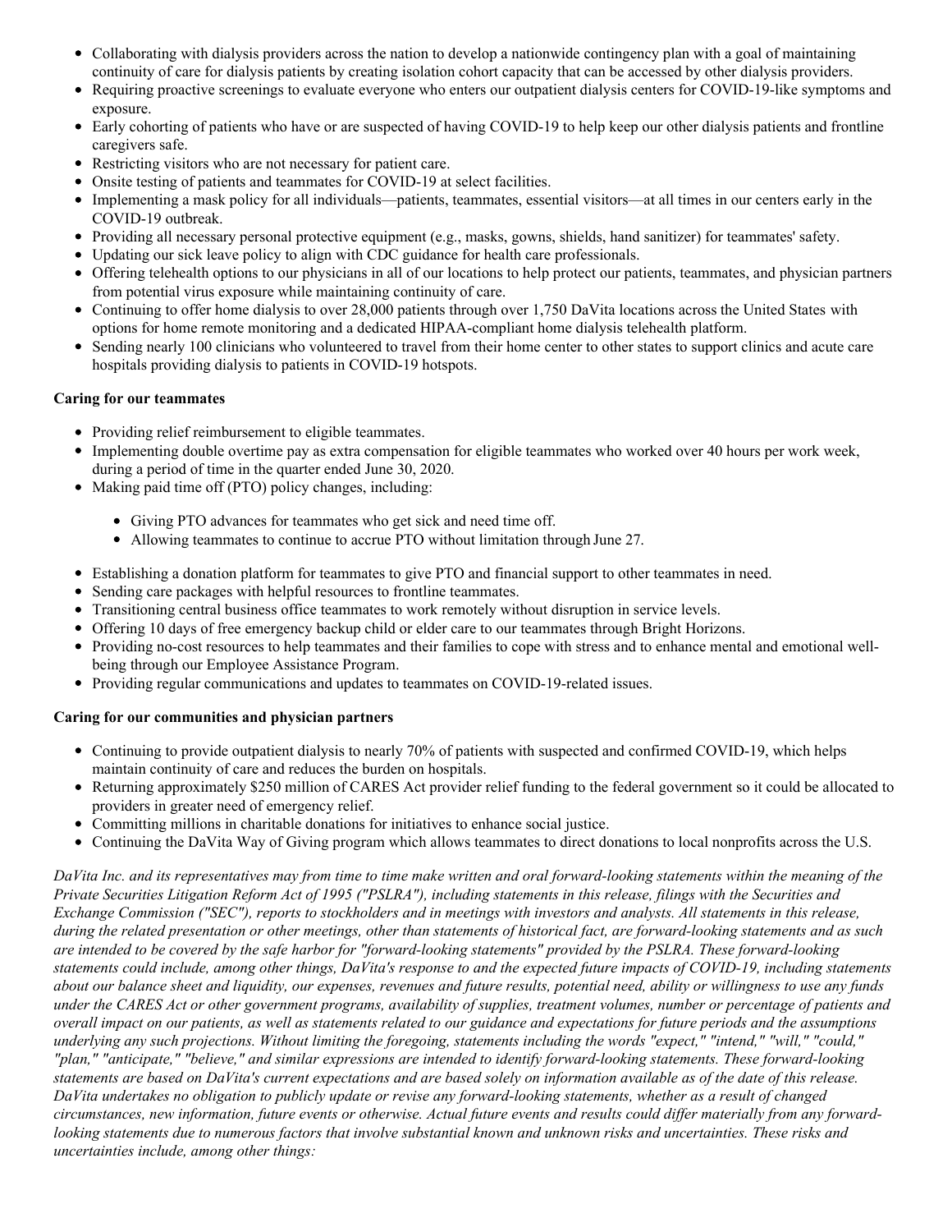- Collaborating with dialysis providers across the nation to develop a nationwide contingency plan with a goal of maintaining continuity of care for dialysis patients by creating isolation cohort capacity that can be accessed by other dialysis providers.
- Requiring proactive screenings to evaluate everyone who enters our outpatient dialysis centers for COVID-19-like symptoms and exposure.
- Early cohorting of patients who have or are suspected of having COVID-19 to help keep our other dialysis patients and frontline caregivers safe.
- Restricting visitors who are not necessary for patient care.
- Onsite testing of patients and teammates for COVID-19 at select facilities.
- Implementing a mask policy for all individuals—patients, teammates, essential visitors—at all times in our centers early in the COVID-19 outbreak.
- Providing all necessary personal protective equipment (e.g., masks, gowns, shields, hand sanitizer) for teammates' safety.
- Updating our sick leave policy to align with CDC guidance for health care professionals.
- Offering telehealth options to our physicians in all of our locations to help protect our patients, teammates, and physician partners from potential virus exposure while maintaining continuity of care.
- Continuing to offer home dialysis to over 28,000 patients through over 1,750 DaVita locations across the United States with options for home remote monitoring and a dedicated HIPAA-compliant home dialysis telehealth platform.
- Sending nearly 100 clinicians who volunteered to travel from their home center to other states to support clinics and acute care hospitals providing dialysis to patients in COVID-19 hotspots.

**Caring for our teammates**

- Providing relief reimbursement to eligible teammates.
- Implementing double overtime pay as extra compensation for eligible teammates who worked over 40 hours per work week, during a period of time in the quarter ended June 30, 2020.
- Making paid time off (PTO) policy changes, including:
  - Giving PTO advances for teammates who get sick and need time off.
  - Allowing teammates to continue to accrue PTO without limitation through June 27.
- Establishing a donation platform for teammates to give PTO and financial support to other teammates in need.
- Sending care packages with helpful resources to frontline teammates.
- Transitioning central business office teammates to work remotely without disruption in service levels.
- Offering 10 days of free emergency backup child or elder care to our teammates through Bright Horizons.
- Providing no-cost resources to help teammates and their families to cope with stress and to enhance mental and emotional well-being through our Employee Assistance Program.
- Providing regular communications and updates to teammates on COVID-19-related issues.

**Caring for our communities and physician partners**

- Continuing to provide outpatient dialysis to nearly 70% of patients with suspected and confirmed COVID-19, which helps maintain continuity of care and reduces the burden on hospitals.
- Returning approximately $250 million of CARES Act provider relief funding to the federal government so it could be allocated to providers in greater need of emergency relief.
- Committing millions in charitable donations for initiatives to enhance social justice.
- Continuing the DaVita Way of Giving program which allows teammates to direct donations to local nonprofits across the U.S.

*DaVita Inc. and its representatives may from time to time make written and oral forward-looking statements within the meaning of the Private Securities Litigation Reform Act of 1995 ("PSLRA"), including statements in this release, filings with the Securities and Exchange Commission ("SEC"), reports to stockholders and in meetings with investors and analysts. All statements in this release, during the related presentation or other meetings, other than statements of historical fact, are forward-looking statements and as such are intended to be covered by the safe harbor for "forward-looking statements" provided by the PSLRA. These forward-looking statements could include, among other things, DaVita's response to and the expected future impacts of COVID-19, including statements about our balance sheet and liquidity, our expenses, revenues and future results, potential need, ability or willingness to use any funds under the CARES Act or other government programs, availability of supplies, treatment volumes, number or percentage of patients and overall impact on our patients, as well as statements related to our guidance and expectations for future periods and the assumptions underlying any such projections. Without limiting the foregoing, statements including the words "expect," "intend," "will," "could," "plan," "anticipate," "believe," and similar expressions are intended to identify forward-looking statements. These forward-looking statements are based on DaVita's current expectations and are based solely on information available as of the date of this release. DaVita undertakes no obligation to publicly update or revise any forward-looking statements, whether as a result of changed circumstances, new information, future events or otherwise. Actual future events and results could differ materially from any forward-looking statements due to numerous factors that involve substantial known and unknown risks and uncertainties. These risks and uncertainties include, among other things:*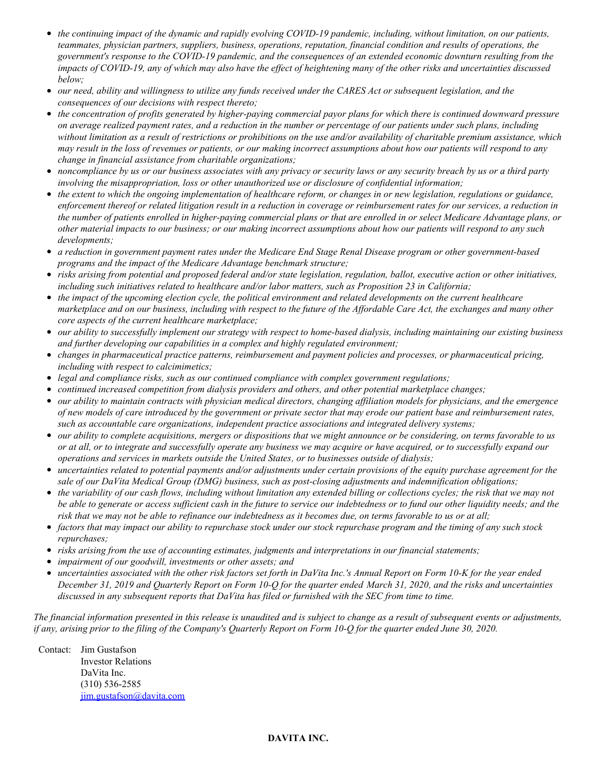- *the continuing impact of the dynamic and rapidly evolving COVID-19 pandemic, including, without limitation, on our patients, teammates, physician partners, suppliers, business, operations, reputation, financial condition and results of operations, the government's response to the COVID-19 pandemic, and the consequences of an extended economic downturn resulting from the impacts of COVID-19, any of which may also have the effect of heightening many of the other risks and uncertainties discussed below;*
- *our need, ability and willingness to utilize any funds received under the CARES Act or subsequent legislation, and the consequences of our decisions with respect thereto;*
- *the concentration of profits generated by higher-paying commercial payor plans for which there is continued downward pressure on average realized payment rates, and a reduction in the number or percentage of our patients under such plans, including without limitation as a result of restrictions or prohibitions on the use and/or availability of charitable premium assistance, which may result in the loss of revenues or patients, or our making incorrect assumptions about how our patients will respond to any change in financial assistance from charitable organizations;*
- *noncompliance by us or our business associates with any privacy or security laws or any security breach by us or a third party involving the misappropriation, loss or other unauthorized use or disclosure of confidential information;*
- *the extent to which the ongoing implementation of healthcare reform, or changes in or new legislation, regulations or guidance, enforcement thereof or related litigation result in a reduction in coverage or reimbursement rates for our services, a reduction in the number of patients enrolled in higher-paying commercial plans or that are enrolled in or select Medicare Advantage plans, or other material impacts to our business; or our making incorrect assumptions about how our patients will respond to any such developments;*
- *a reduction in government payment rates under the Medicare End Stage Renal Disease program or other government-based programs and the impact of the Medicare Advantage benchmark structure;*
- *risks arising from potential and proposed federal and/or state legislation, regulation, ballot, executive action or other initiatives, including such initiatives related to healthcare and/or labor matters, such as Proposition 23 in California;*
- *the impact of the upcoming election cycle, the political environment and related developments on the current healthcare marketplace and on our business, including with respect to the future of the Affordable Care Act, the exchanges and many other core aspects of the current healthcare marketplace;*
- *our ability to successfully implement our strategy with respect to home-based dialysis, including maintaining our existing business and further developing our capabilities in a complex and highly regulated environment;*
- *changes in pharmaceutical practice patterns, reimbursement and payment policies and processes, or pharmaceutical pricing, including with respect to calcimimetics;*
- *legal and compliance risks, such as our continued compliance with complex government regulations;*
- *continued increased competition from dialysis providers and others, and other potential marketplace changes;*
- *our ability to maintain contracts with physician medical directors, changing affiliation models for physicians, and the emergence of new models of care introduced by the government or private sector that may erode our patient base and reimbursement rates, such as accountable care organizations, independent practice associations and integrated delivery systems;*
- *our ability to complete acquisitions, mergers or dispositions that we might announce or be considering, on terms favorable to us or at all, or to integrate and successfully operate any business we may acquire or have acquired, or to successfully expand our operations and services in markets outside the United States, or to businesses outside of dialysis;*
- *uncertainties related to potential payments and/or adjustments under certain provisions of the equity purchase agreement for the sale of our DaVita Medical Group (DMG) business, such as post-closing adjustments and indemnification obligations;*
- *the variability of our cash flows, including without limitation any extended billing or collections cycles; the risk that we may not be able to generate or access sufficient cash in the future to service our indebtedness or to fund our other liquidity needs; and the risk that we may not be able to refinance our indebtedness as it becomes due, on terms favorable to us or at all;*
- *factors that may impact our ability to repurchase stock under our stock repurchase program and the timing of any such stock repurchases;*
- *risks arising from the use of accounting estimates, judgments and interpretations in our financial statements;*
- *impairment of our goodwill, investments or other assets; and*
- *uncertainties associated with the other risk factors set forth in DaVita Inc.'s Annual Report on Form 10-K for the year ended December 31, 2019 and Quarterly Report on Form 10-Q for the quarter ended March 31, 2020, and the risks and uncertainties discussed in any subsequent reports that DaVita has filed or furnished with the SEC from time to time.*

*The financial information presented in this release is unaudited and is subject to change as a result of subsequent events or adjustments, if any, arising prior to the filing of the Company's Quarterly Report on Form 10-Q for the quarter ended June 30, 2020.*

Contact: Jim Gustafson
Investor Relations
DaVita Inc.
(310) 536-2585
jim.gustafson@davita.com

**DAVITA INC.**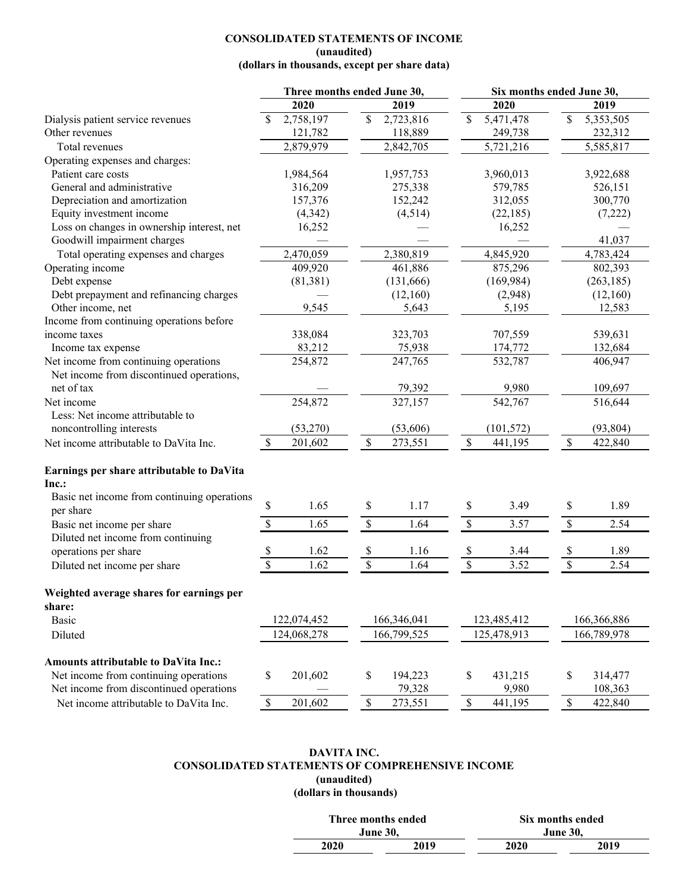**CONSOLIDATED STATEMENTS OF INCOME**
**(unaudited)**
**(dollars in thousands, except per share data)**

| | Three months ended June 30, | | Six months ended June 30, | |
|---|---|---|---|---|
| | 2020 | 2019 | 2020 | 2019 |
| Dialysis patient service revenues | $ 2,758,197 | $ 2,723,816 | $ 5,471,478 | $ 5,353,505 |
| Other revenues | 121,782 | 118,889 | 249,738 | 232,312 |
| Total revenues | 2,879,979 | 2,842,705 | 5,721,216 | 5,585,817 |
| Operating expenses and charges: | | | | |
| Patient care costs | 1,984,564 | 1,957,753 | 3,960,013 | 3,922,688 |
| General and administrative | 316,209 | 275,338 | 579,785 | 526,151 |
| Depreciation and amortization | 157,376 | 152,242 | 312,055 | 300,770 |
| Equity investment income | (4,342) | (4,514) | (22,185) | (7,222) |
| Loss on changes in ownership interest, net | 16,252 | — | 16,252 | — |
| Goodwill impairment charges | — | — | — | 41,037 |
| Total operating expenses and charges | 2,470,059 | 2,380,819 | 4,845,920 | 4,783,424 |
| Operating income | 409,920 | 461,886 | 875,296 | 802,393 |
| Debt expense | (81,381) | (131,666) | (169,984) | (263,185) |
| Debt prepayment and refinancing charges | — | (12,160) | (2,948) | (12,160) |
| Other income, net | 9,545 | 5,643 | 5,195 | 12,583 |
| Income from continuing operations before income taxes | 338,084 | 323,703 | 707,559 | 539,631 |
| Income tax expense | 83,212 | 75,938 | 174,772 | 132,684 |
| Net income from continuing operations | 254,872 | 247,765 | 532,787 | 406,947 |
| Net income from discontinued operations, net of tax | — | 79,392 | 9,980 | 109,697 |
| Net income | 254,872 | 327,157 | 542,767 | 516,644 |
| Less: Net income attributable to noncontrolling interests | (53,270) | (53,606) | (101,572) | (93,804) |
| Net income attributable to DaVita Inc. | $ 201,602 | $ 273,551 | $ 441,195 | $ 422,840 |
| **Earnings per share attributable to DaVita Inc.:** | | | | |
| Basic net income from continuing operations per share | $ 1.65 | $ 1.17 | $ 3.49 | $ 1.89 |
| Basic net income per share | $ 1.65 | $ 1.64 | $ 3.57 | $ 2.54 |
| Diluted net income from continuing operations per share | $ 1.62 | $ 1.16 | $ 3.44 | $ 1.89 |
| Diluted net income per share | $ 1.62 | $ 1.64 | $ 3.52 | $ 2.54 |
| **Weighted average shares for earnings per share:** | | | | |
| Basic | 122,074,452 | 166,346,041 | 123,485,412 | 166,366,886 |
| Diluted | 124,068,278 | 166,799,525 | 125,478,913 | 166,789,978 |
| **Amounts attributable to DaVita Inc.:** | | | | |
| Net income from continuing operations | $ 201,602 | $ 194,223 | $ 431,215 | $ 314,477 |
| Net income from discontinued operations | — | 79,328 | 9,980 | 108,363 |
| Net income attributable to DaVita Inc. | $ 201,602 | $ 273,551 | $ 441,195 | $ 422,840 |

**DAVITA INC.**
**CONSOLIDATED STATEMENTS OF COMPREHENSIVE INCOME**
**(unaudited)**
**(dollars in thousands)**

| | Three months ended June 30, | | Six months ended June 30, | |
|---|---|---|---|---|
| | 2020 | 2019 | 2020 | 2019 |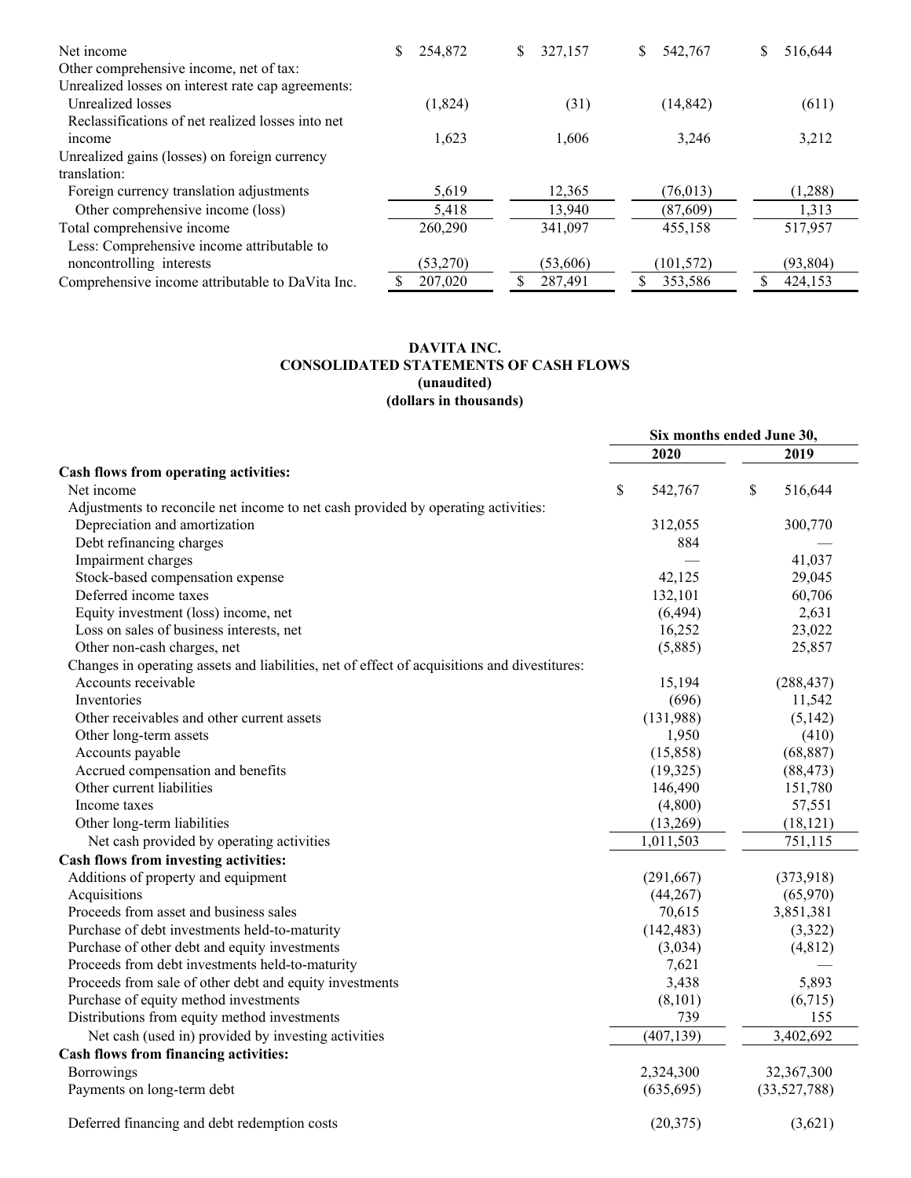| | | | | |
|---|---|---|---|---|
| Net income | $ 254,872 | $ 327,157 | $ 542,767 | $ 516,644 |
| Other comprehensive income, net of tax: | | | | |
| Unrealized losses on interest rate cap agreements: | | | | |
| Unrealized losses | (1,824) | (31) | (14,842) | (611) |
| Reclassifications of net realized losses into net income | 1,623 | 1,606 | 3,246 | 3,212 |
| Unrealized gains (losses) on foreign currency translation: | | | | |
| Foreign currency translation adjustments | 5,619 | 12,365 | (76,013) | (1,288) |
| Other comprehensive income (loss) | 5,418 | 13,940 | (87,609) | 1,313 |
| Total comprehensive income | 260,290 | 341,097 | 455,158 | 517,957 |
| Less: Comprehensive income attributable to noncontrolling interests | (53,270) | (53,606) | (101,572) | (93,804) |
| Comprehensive income attributable to DaVita Inc. | $ 207,020 | $ 287,491 | $ 353,586 | $ 424,153 |

**DAVITA INC.**
**CONSOLIDATED STATEMENTS OF CASH FLOWS**
**(unaudited)**
**(dollars in thousands)**

| | Six months ended June 30, | |
|---|---|---|
| | 2020 | 2019 |
| **Cash flows from operating activities:** | | |
| Net income | $ 542,767 | $ 516,644 |
| Adjustments to reconcile net income to net cash provided by operating activities: | | |
| Depreciation and amortization | 312,055 | 300,770 |
| Debt refinancing charges | 884 | — |
| Impairment charges | — | 41,037 |
| Stock-based compensation expense | 42,125 | 29,045 |
| Deferred income taxes | 132,101 | 60,706 |
| Equity investment (loss) income, net | (6,494) | 2,631 |
| Loss on sales of business interests, net | 16,252 | 23,022 |
| Other non-cash charges, net | (5,885) | 25,857 |
| Changes in operating assets and liabilities, net of effect of acquisitions and divestitures: | | |
| Accounts receivable | 15,194 | (288,437) |
| Inventories | (696) | 11,542 |
| Other receivables and other current assets | (131,988) | (5,142) |
| Other long-term assets | 1,950 | (410) |
| Accounts payable | (15,858) | (68,887) |
| Accrued compensation and benefits | (19,325) | (88,473) |
| Other current liabilities | 146,490 | 151,780 |
| Income taxes | (4,800) | 57,551 |
| Other long-term liabilities | (13,269) | (18,121) |
| Net cash provided by operating activities | 1,011,503 | 751,115 |
| **Cash flows from investing activities:** | | |
| Additions of property and equipment | (291,667) | (373,918) |
| Acquisitions | (44,267) | (65,970) |
| Proceeds from asset and business sales | 70,615 | 3,851,381 |
| Purchase of debt investments held-to-maturity | (142,483) | (3,322) |
| Purchase of other debt and equity investments | (3,034) | (4,812) |
| Proceeds from debt investments held-to-maturity | 7,621 | — |
| Proceeds from sale of other debt and equity investments | 3,438 | 5,893 |
| Purchase of equity method investments | (8,101) | (6,715) |
| Distributions from equity method investments | 739 | 155 |
| Net cash (used in) provided by investing activities | (407,139) | 3,402,692 |
| **Cash flows from financing activities:** | | |
| Borrowings | 2,324,300 | 32,367,300 |
| Payments on long-term debt | (635,695) | (33,527,788) |
| Deferred financing and debt redemption costs | (20,375) | (3,621) |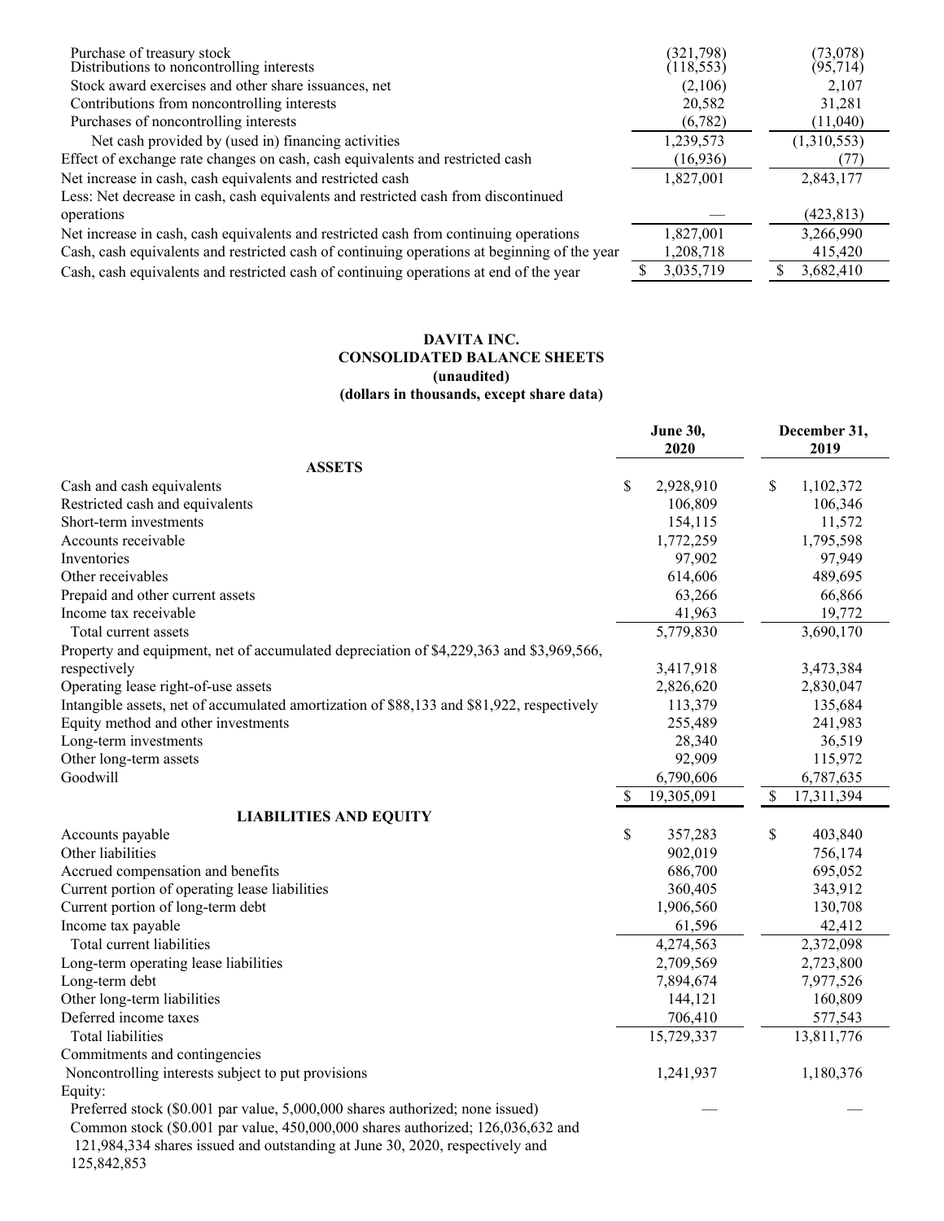| | | |
|---|---|---|
| Purchase of treasury stock | (321,798) | (73,078) |
| Distributions to noncontrolling interests | (118,553) | (95,714) |
| Stock award exercises and other share issuances, net | (2,106) | 2,107 |
| Contributions from noncontrolling interests | 20,582 | 31,281 |
| Purchases of noncontrolling interests | (6,782) | (11,040) |
| Net cash provided by (used in) financing activities | 1,239,573 | (1,310,553) |
| Effect of exchange rate changes on cash, cash equivalents and restricted cash | (16,936) | (77) |
| Net increase in cash, cash equivalents and restricted cash | 1,827,001 | 2,843,177 |
| Less: Net decrease in cash, cash equivalents and restricted cash from discontinued operations | — | (423,813) |
| Net increase in cash, cash equivalents and restricted cash from continuing operations | 1,827,001 | 3,266,990 |
| Cash, cash equivalents and restricted cash of continuing operations at beginning of the year | 1,208,718 | 415,420 |
| Cash, cash equivalents and restricted cash of continuing operations at end of the year | $ 3,035,719 | $ 3,682,410 |

**DAVITA INC.**
**CONSOLIDATED BALANCE SHEETS**
**(unaudited)**
**(dollars in thousands, except share data)**

| | June 30, 2020 | December 31, 2019 |
|---|---|---|
| **ASSETS** | | |
| Cash and cash equivalents | $ 2,928,910 | $ 1,102,372 |
| Restricted cash and equivalents | 106,809 | 106,346 |
| Short-term investments | 154,115 | 11,572 |
| Accounts receivable | 1,772,259 | 1,795,598 |
| Inventories | 97,902 | 97,949 |
| Other receivables | 614,606 | 489,695 |
| Prepaid and other current assets | 63,266 | 66,866 |
| Income tax receivable | 41,963 | 19,772 |
| Total current assets | 5,779,830 | 3,690,170 |
| Property and equipment, net of accumulated depreciation of $4,229,363 and $3,969,566, respectively | 3,417,918 | 3,473,384 |
| Operating lease right-of-use assets | 2,826,620 | 2,830,047 |
| Intangible assets, net of accumulated amortization of $88,133 and $81,922, respectively | 113,379 | 135,684 |
| Equity method and other investments | 255,489 | 241,983 |
| Long-term investments | 28,340 | 36,519 |
| Other long-term assets | 92,909 | 115,972 |
| Goodwill | 6,790,606 | 6,787,635 |
| | $ 19,305,091 | $ 17,311,394 |
| **LIABILITIES AND EQUITY** | | |
| Accounts payable | $ 357,283 | $ 403,840 |
| Other liabilities | 902,019 | 756,174 |
| Accrued compensation and benefits | 686,700 | 695,052 |
| Current portion of operating lease liabilities | 360,405 | 343,912 |
| Current portion of long-term debt | 1,906,560 | 130,708 |
| Income tax payable | 61,596 | 42,412 |
| Total current liabilities | 4,274,563 | 2,372,098 |
| Long-term operating lease liabilities | 2,709,569 | 2,723,800 |
| Long-term debt | 7,894,674 | 7,977,526 |
| Other long-term liabilities | 144,121 | 160,809 |
| Deferred income taxes | 706,410 | 577,543 |
| Total liabilities | 15,729,337 | 13,811,776 |
| Commitments and contingencies | | |
| Noncontrolling interests subject to put provisions | 1,241,937 | 1,180,376 |
| Equity: | | |
| Preferred stock ($0.001 par value, 5,000,000 shares authorized; none issued) | — | — |
| Common stock ($0.001 par value, 450,000,000 shares authorized; 126,036,632 and 121,984,334 shares issued and outstanding at June 30, 2020, respectively and 125,842,853 | | |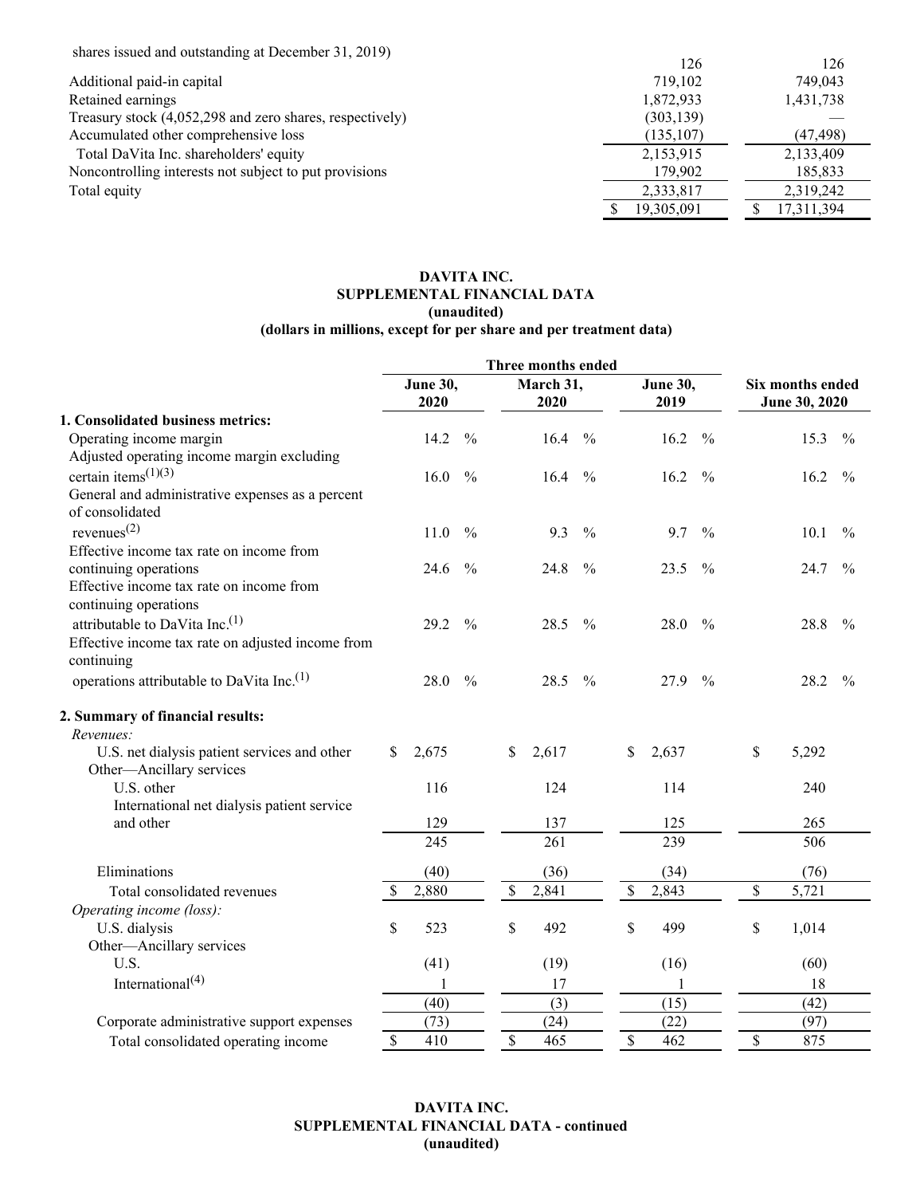| | | |
|---|---|---|
| shares issued and outstanding at December 31, 2019) | 126 | 126 |
| Additional paid-in capital | 719,102 | 749,043 |
| Retained earnings | 1,872,933 | 1,431,738 |
| Treasury stock (4,052,298 and zero shares, respectively) | (303,139) | — |
| Accumulated other comprehensive loss | (135,107) | (47,498) |
| Total DaVita Inc. shareholders' equity | 2,153,915 | 2,133,409 |
| Noncontrolling interests not subject to put provisions | 179,902 | 185,833 |
| Total equity | 2,333,817 | 2,319,242 |
| | $ 19,305,091 | $ 17,311,394 |

**DAVITA INC.**
**SUPPLEMENTAL FINANCIAL DATA**
**(unaudited)**
**(dollars in millions, except for per share and per treatment data)**

| | Three months ended | | | Six months ended |
|---|---|---|---|---|
| | **June 30, 2020** | **March 31, 2020** | **June 30, 2019** | **June 30, 2020** |
| **1. Consolidated business metrics:** | | | | |
| Operating income margin | 14.2 % | 16.4 % | 16.2 % | 15.3 % |
| Adjusted operating income margin excluding certain items(1)(3) | 16.0 % | 16.4 % | 16.2 % | 16.2 % |
| General and administrative expenses as a percent of consolidated revenues(2) | 11.0 % | 9.3 % | 9.7 % | 10.1 % |
| Effective income tax rate on income from continuing operations | 24.6 % | 24.8 % | 23.5 % | 24.7 % |
| Effective income tax rate on income from continuing operations attributable to DaVita Inc.(1) | 29.2 % | 28.5 % | 28.0 % | 28.8 % |
| Effective income tax rate on adjusted income from continuing operations attributable to DaVita Inc.(1) | 28.0 % | 28.5 % | 27.9 % | 28.2 % |
| **2. Summary of financial results:** | | | | |
| *Revenues:* | | | | |
| U.S. net dialysis patient services and other | $ 2,675 | $ 2,617 | $ 2,637 | $ 5,292 |
| Other—Ancillary services | | | | |
| U.S. other | 116 | 124 | 114 | 240 |
| International net dialysis patient service and other | 129 | 137 | 125 | 265 |
| | 245 | 261 | 239 | 506 |
| Eliminations | (40) | (36) | (34) | (76) |
| Total consolidated revenues | $ 2,880 | $ 2,841 | $ 2,843 | $ 5,721 |
| *Operating income (loss):* | | | | |
| U.S. dialysis | $ 523 | $ 492 | $ 499 | $ 1,014 |
| Other—Ancillary services | | | | |
| U.S. | (41) | (19) | (16) | (60) |
| International(4) | 1 | 17 | 1 | 18 |
| | (40) | (3) | (15) | (42) |
| Corporate administrative support expenses | (73) | (24) | (22) | (97) |
| Total consolidated operating income | $ 410 | $ 465 | $ 462 | $ 875 |

**DAVITA INC.**
**SUPPLEMENTAL FINANCIAL DATA - continued**
**(unaudited)**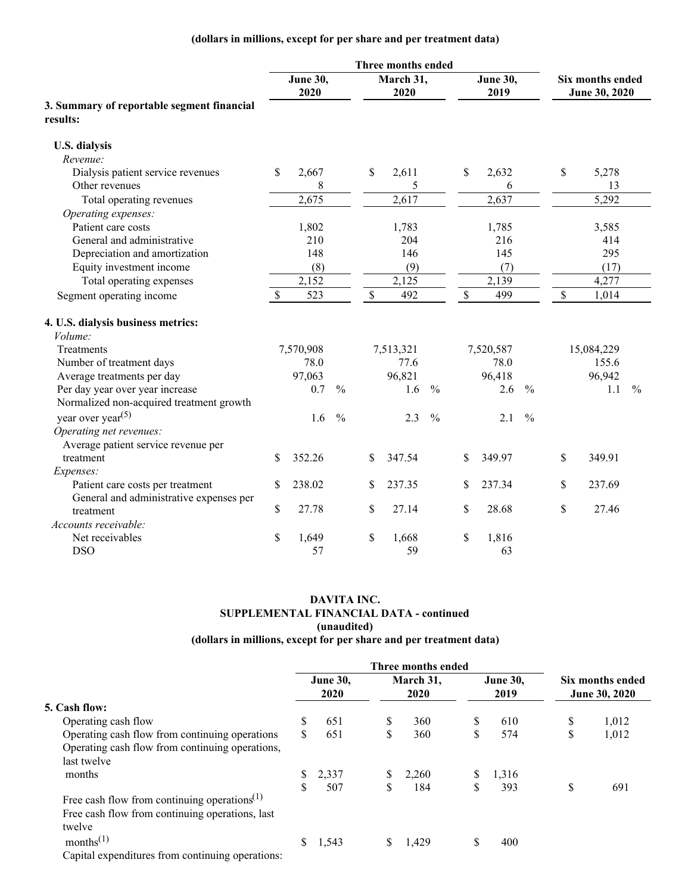**(dollars in millions, except for per share and per treatment data)**

| | Three months ended | | | Six months ended |
|---|---|---|---|---|
| | June 30, 2020 | March 31, 2020 | June 30, 2019 | June 30, 2020 |
| **3. Summary of reportable segment financial results:** | | | | |
| **U.S. dialysis** | | | | |
| *Revenue:* | | | | |
| Dialysis patient service revenues | $ 2,667 | $ 2,611 | $ 2,632 | $ 5,278 |
| Other revenues | 8 | 5 | 6 | 13 |
| Total operating revenues | 2,675 | 2,617 | 2,637 | 5,292 |
| *Operating expenses:* | | | | |
| Patient care costs | 1,802 | 1,783 | 1,785 | 3,585 |
| General and administrative | 210 | 204 | 216 | 414 |
| Depreciation and amortization | 148 | 146 | 145 | 295 |
| Equity investment income | (8) | (9) | (7) | (17) |
| Total operating expenses | 2,152 | 2,125 | 2,139 | 4,277 |
| Segment operating income | $ 523 | $ 492 | $ 499 | $ 1,014 |
| **4. U.S. dialysis business metrics:** | | | | |
| *Volume:* | | | | |
| Treatments | 7,570,908 | 7,513,321 | 7,520,587 | 15,084,229 |
| Number of treatment days | 78.0 | 77.6 | 78.0 | 155.6 |
| Average treatments per day | 97,063 | 96,821 | 96,418 | 96,942 |
| Per day year over year increase | 0.7 % | 1.6 % | 2.6 % | 1.1 % |
| Normalized non-acquired treatment growth year over year[5] | 1.6 % | 2.3 % | 2.1 % | |
| *Operating net revenues:* | | | | |
| Average patient service revenue per treatment | $ 352.26 | $ 347.54 | $ 349.97 | $ 349.91 |
| *Expenses:* | | | | |
| Patient care costs per treatment | $ 238.02 | $ 237.35 | $ 237.34 | $ 237.69 |
| General and administrative expenses per treatment | $ 27.78 | $ 27.14 | $ 28.68 | $ 27.46 |
| *Accounts receivable:* | | | | |
| Net receivables | $ 1,649 | $ 1,668 | $ 1,816 | |
| DSO | 57 | 59 | 63 | |

**DAVITA INC.**
**SUPPLEMENTAL FINANCIAL DATA - continued**
**(unaudited)**
**(dollars in millions, except for per share and per treatment data)**

| | Three months ended | | | Six months ended |
|---|---|---|---|---|
| | June 30, 2020 | March 31, 2020 | June 30, 2019 | June 30, 2020 |
| **5. Cash flow:** | | | | |
| Operating cash flow | $ 651 | $ 360 | $ 610 | $ 1,012 |
| Operating cash flow from continuing operations | $ 651 | $ 360 | $ 574 | $ 1,012 |
| Operating cash flow from continuing operations, last twelve months | $ 2,337 | $ 2,260 | $ 1,316 | |
| Free cash flow from continuing operations[1] | $ 507 | $ 184 | $ 393 | $ 691 |
| Free cash flow from continuing operations, last twelve months[1] | $ 1,543 | $ 1,429 | $ 400 | |
| Capital expenditures from continuing operations: | | | | |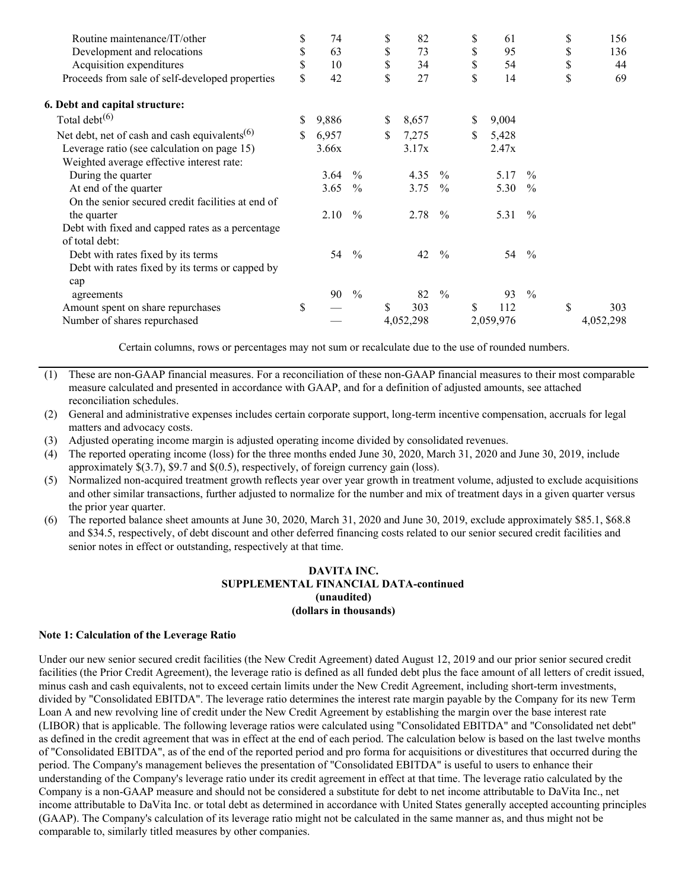| | | | | |
|---|---|---|---|---|
| Routine maintenance/IT/other | $ 74 | $ 82 | $ 61 | $ 156 |
| Development and relocations | $ 63 | $ 73 | $ 95 | $ 136 |
| Acquisition expenditures | $ 10 | $ 34 | $ 54 | $ 44 |
| Proceeds from sale of self-developed properties | $ 42 | $ 27 | $ 14 | $ 69 |
| **6. Debt and capital structure:** | | | | |
| Total debt[(6)] | $ 9,886 | $ 8,657 | $ 9,004 | |
| Net debt, net of cash and cash equivalents[(6)] | $ 6,957 | $ 7,275 | $ 5,428 | |
| Leverage ratio (see calculation on page 15) | 3.66x | 3.17x | 2.47x | |
| Weighted average effective interest rate: | | | | |
| During the quarter | 3.64 % | 4.35 % | 5.17 % | |
| At end of the quarter | 3.65 % | 3.75 % | 5.30 % | |
| On the senior secured credit facilities at end of the quarter | 2.10 % | 2.78 % | 5.31 % | |
| Debt with fixed and capped rates as a percentage of total debt: | | | | |
| Debt with rates fixed by its terms | 54 % | 42 % | 54 % | |
| Debt with rates fixed by its terms or capped by cap agreements | 90 % | 82 % | 93 % | |
| Amount spent on share repurchases | $ — | $ 303 | $ 112 | $ 303 |
| Number of shares repurchased | — | 4,052,298 | 2,059,976 | 4,052,298 |

Certain columns, rows or percentages may not sum or recalculate due to the use of rounded numbers.

(1) These are non-GAAP financial measures. For a reconciliation of these non-GAAP financial measures to their most comparable measure calculated and presented in accordance with GAAP, and for a definition of adjusted amounts, see attached reconciliation schedules.

(2) General and administrative expenses includes certain corporate support, long-term incentive compensation, accruals for legal matters and advocacy costs.

(3) Adjusted operating income margin is adjusted operating income divided by consolidated revenues.

(4) The reported operating income (loss) for the three months ended June 30, 2020, March 31, 2020 and June 30, 2019, include approximately $(3.7), $9.7 and $(0.5), respectively, of foreign currency gain (loss).

(5) Normalized non-acquired treatment growth reflects year over year growth in treatment volume, adjusted to exclude acquisitions and other similar transactions, further adjusted to normalize for the number and mix of treatment days in a given quarter versus the prior year quarter.

(6) The reported balance sheet amounts at June 30, 2020, March 31, 2020 and June 30, 2019, exclude approximately $85.1, $68.8 and $34.5, respectively, of debt discount and other deferred financing costs related to our senior secured credit facilities and senior notes in effect or outstanding, respectively at that time.

**DAVITA INC.**
**SUPPLEMENTAL FINANCIAL DATA-continued**
**(unaudited)**
**(dollars in thousands)**

**Note 1: Calculation of the Leverage Ratio**

Under our new senior secured credit facilities (the New Credit Agreement) dated August 12, 2019 and our prior senior secured credit facilities (the Prior Credit Agreement), the leverage ratio is defined as all funded debt plus the face amount of all letters of credit issued, minus cash and cash equivalents, not to exceed certain limits under the New Credit Agreement, including short-term investments, divided by "Consolidated EBITDA". The leverage ratio determines the interest rate margin payable by the Company for its new Term Loan A and new revolving line of credit under the New Credit Agreement by establishing the margin over the base interest rate (LIBOR) that is applicable. The following leverage ratios were calculated using "Consolidated EBITDA" and "Consolidated net debt" as defined in the credit agreement that was in effect at the end of each period. The calculation below is based on the last twelve months of "Consolidated EBITDA", as of the end of the reported period and pro forma for acquisitions or divestitures that occurred during the period. The Company's management believes the presentation of "Consolidated EBITDA" is useful to users to enhance their understanding of the Company's leverage ratio under its credit agreement in effect at that time. The leverage ratio calculated by the Company is a non-GAAP measure and should not be considered a substitute for debt to net income attributable to DaVita Inc., net income attributable to DaVita Inc. or total debt as determined in accordance with United States generally accepted accounting principles (GAAP). The Company's calculation of its leverage ratio might not be calculated in the same manner as, and thus might not be comparable to, similarly titled measures by other companies.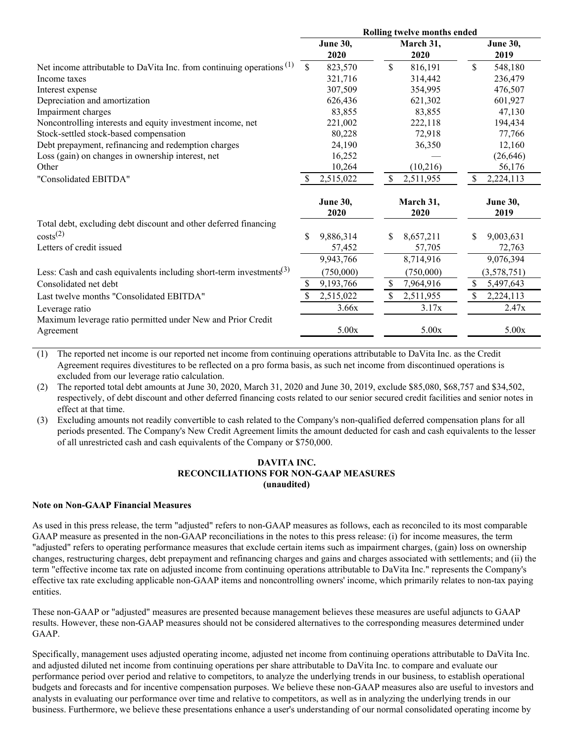| | Rolling twelve months ended | | |
|---|---|---|---|
| | June 30, 2020 | March 31, 2020 | June 30, 2019 |
| Net income attributable to DaVita Inc. from continuing operations [(1)] | $ 823,570 | $ 816,191 | $ 548,180 |
| Income taxes | 321,716 | 314,442 | 236,479 |
| Interest expense | 307,509 | 354,995 | 476,507 |
| Depreciation and amortization | 626,436 | 621,302 | 601,927 |
| Impairment charges | 83,855 | 83,855 | 47,130 |
| Noncontrolling interests and equity investment income, net | 221,002 | 222,118 | 194,434 |
| Stock-settled stock-based compensation | 80,228 | 72,918 | 77,766 |
| Debt prepayment, refinancing and redemption charges | 24,190 | 36,350 | 12,160 |
| Loss (gain) on changes in ownership interest, net | 16,252 | — | (26,646) |
| Other | 10,264 | (10,216) | 56,176 |
| "Consolidated EBITDA" | $ 2,515,022 | $ 2,511,955 | $ 2,224,113 |

| | June 30, 2020 | March 31, 2020 | June 30, 2019 |
|---|---|---|---|
| Total debt, excluding debt discount and other deferred financing costs[(2)] | $ 9,886,314 | $ 8,657,211 | $ 9,003,631 |
| Letters of credit issued | 57,452 | 57,705 | 72,763 |
| | 9,943,766 | 8,714,916 | 9,076,394 |
| Less: Cash and cash equivalents including short-term investments[(3)] | (750,000) | (750,000) | (3,578,751) |
| Consolidated net debt | $ 9,193,766 | $ 7,964,916 | $ 5,497,643 |
| Last twelve months "Consolidated EBITDA" | $ 2,515,022 | $ 2,511,955 | $ 2,224,113 |
| Leverage ratio | 3.66x | 3.17x | 2.47x |
| Maximum leverage ratio permitted under New and Prior Credit Agreement | 5.00x | 5.00x | 5.00x |

(1) The reported net income is our reported net income from continuing operations attributable to DaVita Inc. as the Credit Agreement requires divestitures to be reflected on a pro forma basis, as such net income from discontinued operations is excluded from our leverage ratio calculation.

(2) The reported total debt amounts at June 30, 2020, March 31, 2020 and June 30, 2019, exclude $85,080, $68,757 and $34,502, respectively, of debt discount and other deferred financing costs related to our senior secured credit facilities and senior notes in effect at that time.

(3) Excluding amounts not readily convertible to cash related to the Company's non-qualified deferred compensation plans for all periods presented. The Company's New Credit Agreement limits the amount deducted for cash and cash equivalents to the lesser of all unrestricted cash and cash equivalents of the Company or $750,000.

## DAVITA INC.
## RECONCILIATIONS FOR NON-GAAP MEASURES
## (unaudited)

**Note on Non-GAAP Financial Measures**

As used in this press release, the term "adjusted" refers to non-GAAP measures as follows, each as reconciled to its most comparable GAAP measure as presented in the non-GAAP reconciliations in the notes to this press release: (i) for income measures, the term "adjusted" refers to operating performance measures that exclude certain items such as impairment charges, (gain) loss on ownership changes, restructuring charges, debt prepayment and refinancing charges and gains and charges associated with settlements; and (ii) the term "effective income tax rate on adjusted income from continuing operations attributable to DaVita Inc." represents the Company's effective tax rate excluding applicable non-GAAP items and noncontrolling owners' income, which primarily relates to non-tax paying entities.

These non-GAAP or "adjusted" measures are presented because management believes these measures are useful adjuncts to GAAP results. However, these non-GAAP measures should not be considered alternatives to the corresponding measures determined under GAAP.

Specifically, management uses adjusted operating income, adjusted net income from continuing operations attributable to DaVita Inc. and adjusted diluted net income from continuing operations per share attributable to DaVita Inc. to compare and evaluate our performance period over period and relative to competitors, to analyze the underlying trends in our business, to establish operational budgets and forecasts and for incentive compensation purposes. We believe these non-GAAP measures also are useful to investors and analysts in evaluating our performance over time and relative to competitors, as well as in analyzing the underlying trends in our business. Furthermore, we believe these presentations enhance a user's understanding of our normal consolidated operating income by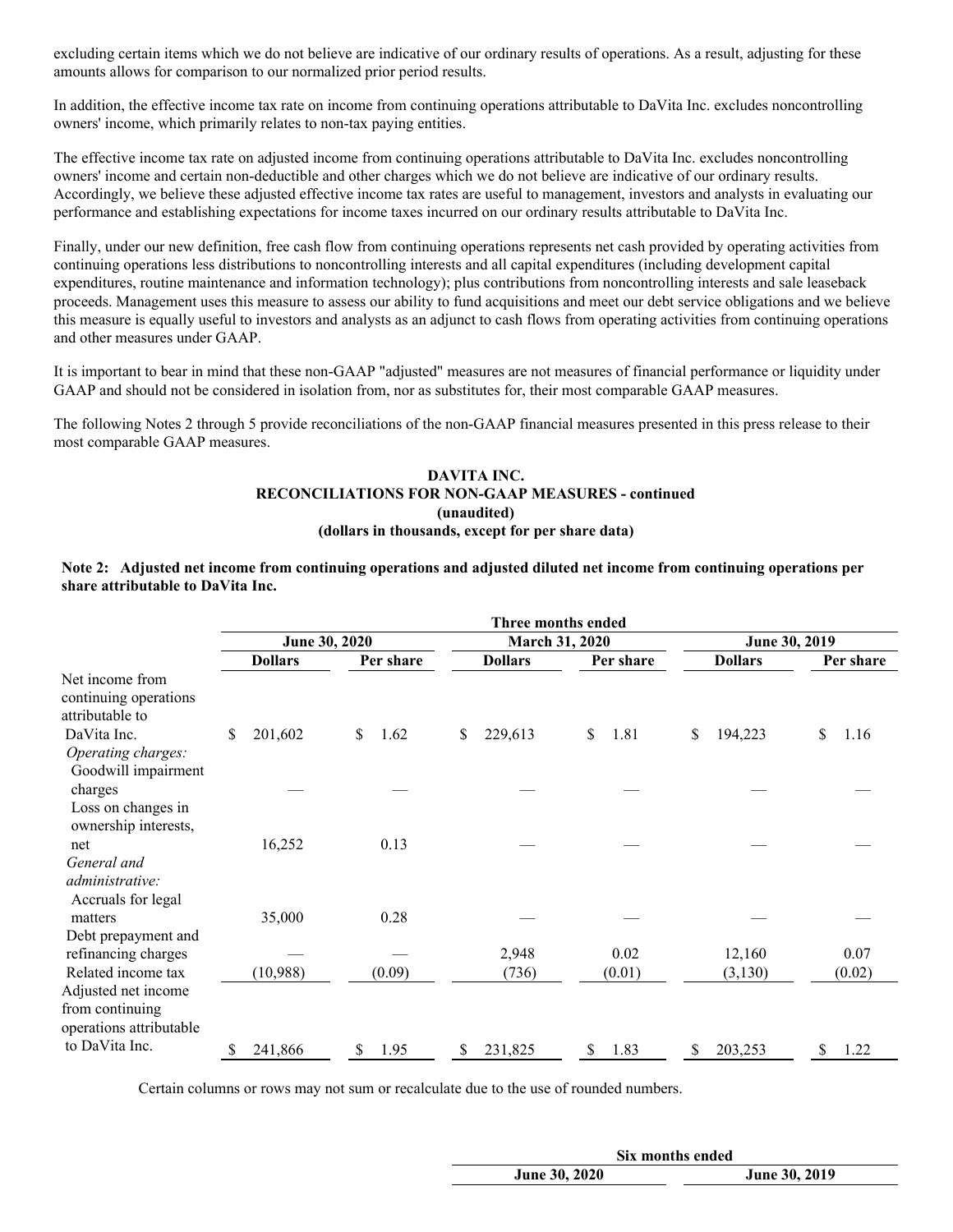excluding certain items which we do not believe are indicative of our ordinary results of operations. As a result, adjusting for these amounts allows for comparison to our normalized prior period results.

In addition, the effective income tax rate on income from continuing operations attributable to DaVita Inc. excludes noncontrolling owners' income, which primarily relates to non-tax paying entities.

The effective income tax rate on adjusted income from continuing operations attributable to DaVita Inc. excludes noncontrolling owners' income and certain non-deductible and other charges which we do not believe are indicative of our ordinary results. Accordingly, we believe these adjusted effective income tax rates are useful to management, investors and analysts in evaluating our performance and establishing expectations for income taxes incurred on our ordinary results attributable to DaVita Inc.

Finally, under our new definition, free cash flow from continuing operations represents net cash provided by operating activities from continuing operations less distributions to noncontrolling interests and all capital expenditures (including development capital expenditures, routine maintenance and information technology); plus contributions from noncontrolling interests and sale leaseback proceeds. Management uses this measure to assess our ability to fund acquisitions and meet our debt service obligations and we believe this measure is equally useful to investors and analysts as an adjunct to cash flows from operating activities from continuing operations and other measures under GAAP.

It is important to bear in mind that these non-GAAP "adjusted" measures are not measures of financial performance or liquidity under GAAP and should not be considered in isolation from, nor as substitutes for, their most comparable GAAP measures.

The following Notes 2 through 5 provide reconciliations of the non-GAAP financial measures presented in this press release to their most comparable GAAP measures.

**DAVITA INC.**
**RECONCILIATIONS FOR NON-GAAP MEASURES - continued**
**(unaudited)**
**(dollars in thousands, except for per share data)**

**Note 2: Adjusted net income from continuing operations and adjusted diluted net income from continuing operations per share attributable to DaVita Inc.**

| | Three months ended | | | | | |
|---|---|---|---|---|---|---|
| | June 30, 2020 | | March 31, 2020 | | June 30, 2019 | |
| | Dollars | Per share | Dollars | Per share | Dollars | Per share |
| Net income from continuing operations attributable to DaVita Inc. | $ 201,602 | $ 1.62 | $ 229,613 | $ 1.81 | $ 194,223 | $ 1.16 |
| *Operating charges:* | | | | | | |
| Goodwill impairment charges | — | — | — | — | — | — |
| Loss on changes in ownership interests, net | 16,252 | 0.13 | — | — | — | — |
| *General and administrative:* | | | | | | |
| Accruals for legal matters | 35,000 | 0.28 | — | — | — | — |
| Debt prepayment and refinancing charges | — | — | 2,948 | 0.02 | 12,160 | 0.07 |
| Related income tax | (10,988) | (0.09) | (736) | (0.01) | (3,130) | (0.02) |
| Adjusted net income from continuing operations attributable to DaVita Inc. | $ 241,866 | $ 1.95 | $ 231,825 | $ 1.83 | $ 203,253 | $ 1.22 |

Certain columns or rows may not sum or recalculate due to the use of rounded numbers.

| | Six months ended | |
|---|---|---|
| | June 30, 2020 | June 30, 2019 |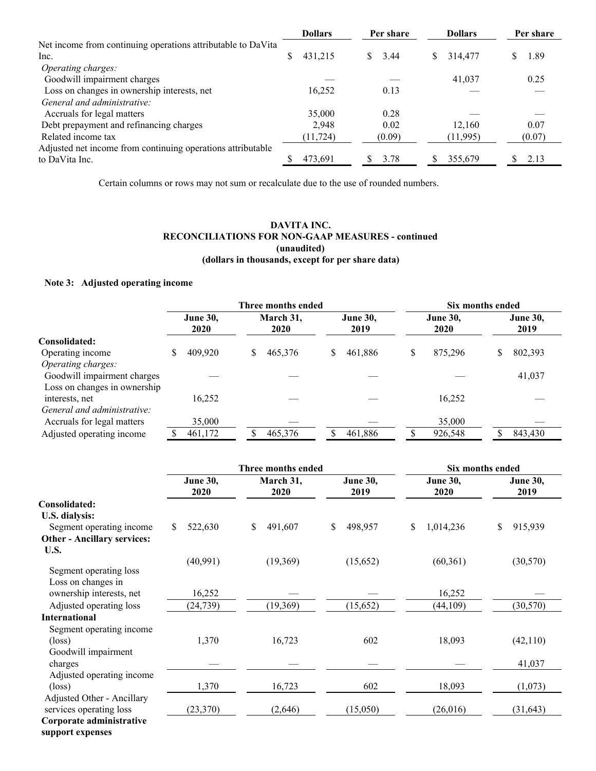| | Dollars | Per share | Dollars | Per share |
|---|---|---|---|---|
| Net income from continuing operations attributable to DaVita Inc. | $ 431,215 | $ 3.44 | $ 314,477 | $ 1.89 |
| *Operating charges:* | | | | |
| Goodwill impairment charges | — | — | 41,037 | 0.25 |
| Loss on changes in ownership interests, net | 16,252 | 0.13 | — | — |
| *General and administrative:* | | | | |
| Accruals for legal matters | 35,000 | 0.28 | — | — |
| Debt prepayment and refinancing charges | 2,948 | 0.02 | 12,160 | 0.07 |
| Related income tax | (11,724) | (0.09) | (11,995) | (0.07) |
| Adjusted net income from continuing operations attributable to DaVita Inc. | $ 473,691 | $ 3.78 | $ 355,679 | $ 2.13 |

Certain columns or rows may not sum or recalculate due to the use of rounded numbers.

**DAVITA INC.**
**RECONCILIATIONS FOR NON-GAAP MEASURES - continued**
**(unaudited)**
**(dollars in thousands, except for per share data)**

**Note 3: Adjusted operating income**

| | Three months ended | | | Six months ended | |
|---|---|---|---|---|---|
| | June 30, 2020 | March 31, 2020 | June 30, 2019 | June 30, 2020 | June 30, 2019 |
| **Consolidated:** | | | | | |
| Operating income | $ 409,920 | $ 465,376 | $ 461,886 | $ 875,296 | $ 802,393 |
| *Operating charges:* | | | | | |
| Goodwill impairment charges | — | — | — | — | 41,037 |
| Loss on changes in ownership interests, net | 16,252 | — | — | 16,252 | — |
| *General and administrative:* | | | | | |
| Accruals for legal matters | 35,000 | — | — | 35,000 | — |
| Adjusted operating income | $ 461,172 | $ 465,376 | $ 461,886 | $ 926,548 | $ 843,430 |

| | Three months ended | | | Six months ended | |
|---|---|---|---|---|---|
| | June 30, 2020 | March 31, 2020 | June 30, 2019 | June 30, 2020 | June 30, 2019 |
| **Consolidated:** | | | | | |
| **U.S. dialysis:** | | | | | |
| Segment operating income | $ 522,630 | $ 491,607 | $ 498,957 | $ 1,014,236 | $ 915,939 |
| **Other - Ancillary services:** | | | | | |
| **U.S.** | | | | | |
| Segment operating loss | (40,991) | (19,369) | (15,652) | (60,361) | (30,570) |
| Loss on changes in ownership interests, net | 16,252 | — | — | 16,252 | — |
| Adjusted operating loss | (24,739) | (19,369) | (15,652) | (44,109) | (30,570) |
| **International** | | | | | |
| Segment operating income (loss) | 1,370 | 16,723 | 602 | 18,093 | (42,110) |
| Goodwill impairment charges | — | — | — | — | 41,037 |
| Adjusted operating income (loss) | 1,370 | 16,723 | 602 | 18,093 | (1,073) |
| Adjusted Other - Ancillary services operating loss | (23,370) | (2,646) | (15,050) | (26,016) | (31,643) |
| **Corporate administrative support expenses** | | | | | |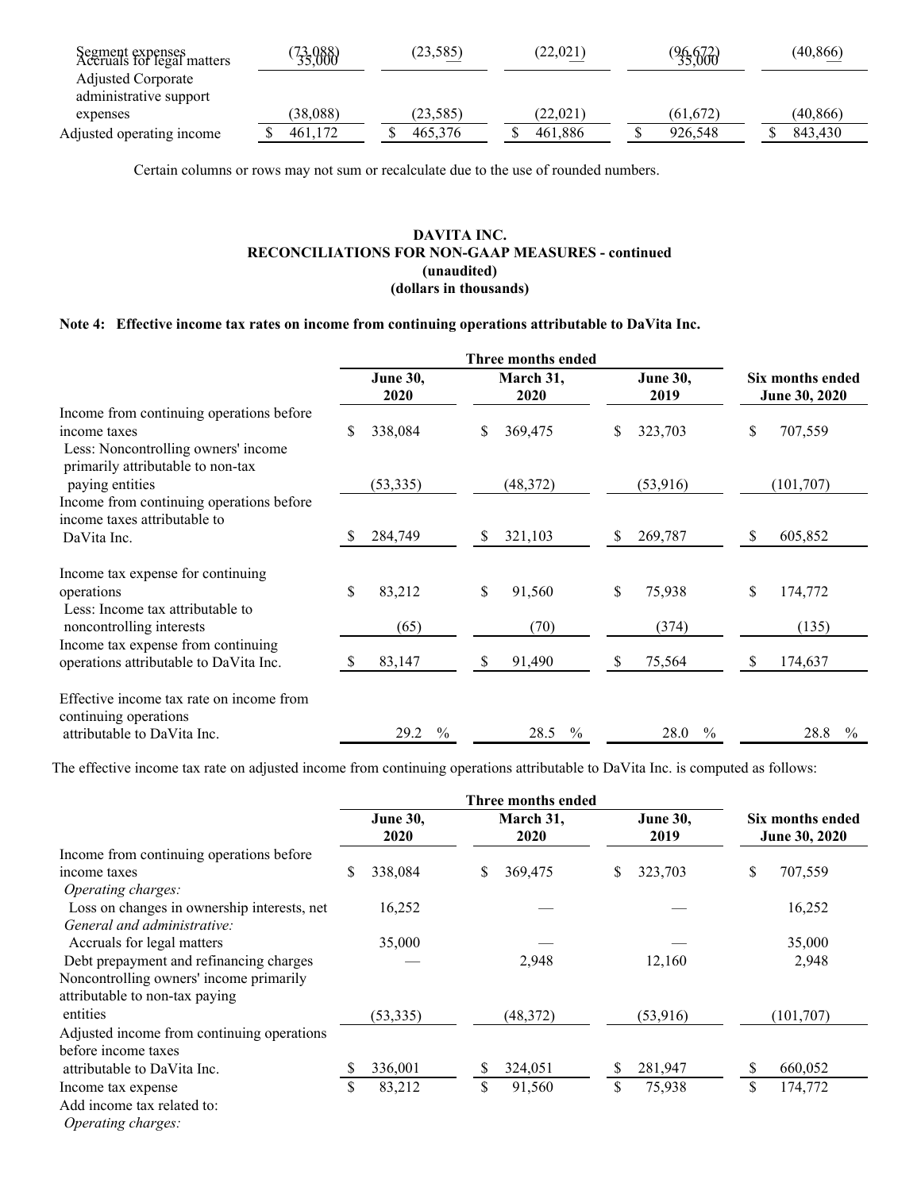| | | | | | |
|---|---|---|---|---|---|
| Segment expenses | (73,088) | (23,585) | (22,021) | (96,672) | (40,866) |
| Accruals for legal matters | 35,000 | — | — | 35,000 | — |
| Adjusted Corporate administrative support expenses | (38,088) | (23,585) | (22,021) | (61,672) | (40,866) |
| Adjusted operating income | $ 461,172 | $ 465,376 | $ 461,886 | $ 926,548 | $ 843,430 |

Certain columns or rows may not sum or recalculate due to the use of rounded numbers.

**DAVITA INC.**
**RECONCILIATIONS FOR NON-GAAP MEASURES - continued**
**(unaudited)**
**(dollars in thousands)**

**Note 4: Effective income tax rates on income from continuing operations attributable to DaVita Inc.**

| | Three months ended | | | Six months ended |
|---|---|---|---|---|
| | June 30, 2020 | March 31, 2020 | June 30, 2019 | June 30, 2020 |
| Income from continuing operations before income taxes | $ 338,084 | $ 369,475 | $ 323,703 | $ 707,559 |
| Less: Noncontrolling owners' income primarily attributable to non-tax paying entities | (53,335) | (48,372) | (53,916) | (101,707) |
| Income from continuing operations before income taxes attributable to DaVita Inc. | $ 284,749 | $ 321,103 | $ 269,787 | $ 605,852 |
| Income tax expense for continuing operations | $ 83,212 | $ 91,560 | $ 75,938 | $ 174,772 |
| Less: Income tax attributable to noncontrolling interests | (65) | (70) | (374) | (135) |
| Income tax expense from continuing operations attributable to DaVita Inc. | $ 83,147 | $ 91,490 | $ 75,564 | $ 174,637 |
| Effective income tax rate on income from continuing operations attributable to DaVita Inc. | 29.2 % | 28.5 % | 28.0 % | 28.8 % |

The effective income tax rate on adjusted income from continuing operations attributable to DaVita Inc. is computed as follows:

| | Three months ended | | | Six months ended |
|---|---|---|---|---|
| | June 30, 2020 | March 31, 2020 | June 30, 2019 | June 30, 2020 |
| Income from continuing operations before income taxes | $ 338,084 | $ 369,475 | $ 323,703 | $ 707,559 |
| *Operating charges:* | | | | |
| Loss on changes in ownership interests, net | 16,252 | — | — | 16,252 |
| *General and administrative:* | | | | |
| Accruals for legal matters | 35,000 | — | — | 35,000 |
| Debt prepayment and refinancing charges | — | 2,948 | 12,160 | 2,948 |
| Noncontrolling owners' income primarily attributable to non-tax paying entities | (53,335) | (48,372) | (53,916) | (101,707) |
| Adjusted income from continuing operations before income taxes attributable to DaVita Inc. | $ 336,001 | $ 324,051 | $ 281,947 | $ 660,052 |
| Income tax expense | $ 83,212 | $ 91,560 | $ 75,938 | $ 174,772 |
| Add income tax related to: | | | | |
| *Operating charges:* | | | | |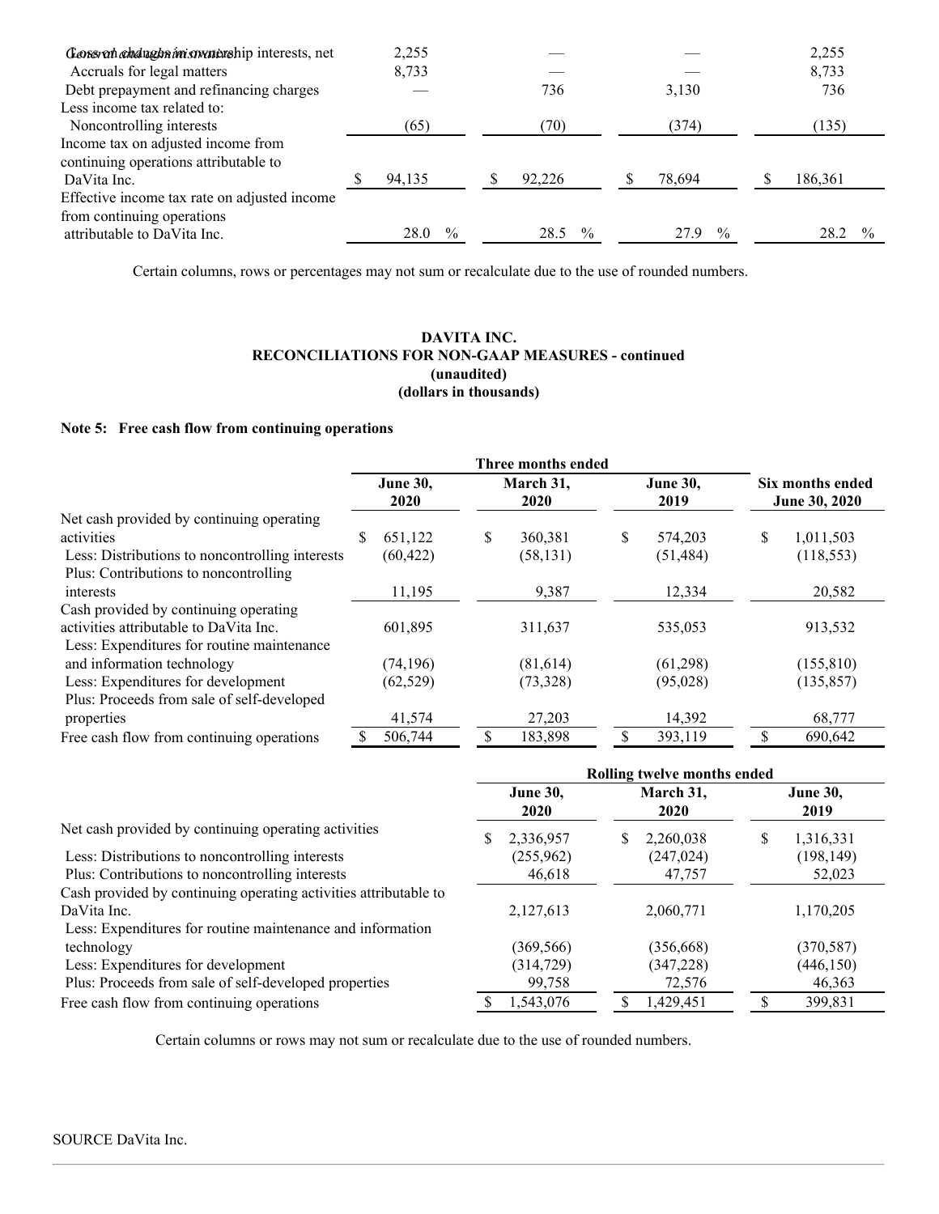| | | | | |
|---|---|---|---|---|
| Loss on changes in ownership interests, net | 2,255 | — | — | 2,255 |
| Accruals for legal matters | 8,733 | — | — | 8,733 |
| Debt prepayment and refinancing charges | — | 736 | 3,130 | 736 |
| Less income tax related to: | | | | |
| Noncontrolling interests | (65) | (70) | (374) | (135) |
| Income tax on adjusted income from continuing operations attributable to DaVita Inc. | $ 94,135 | $ 92,226 | $ 78,694 | $ 186,361 |
| Effective income tax rate on adjusted income from continuing operations attributable to DaVita Inc. | 28.0 % | 28.5 % | 27.9 % | 28.2 % |

Certain columns, rows or percentages may not sum or recalculate due to the use of rounded numbers.

**DAVITA INC.**
**RECONCILIATIONS FOR NON-GAAP MEASURES - continued**
**(unaudited)**
**(dollars in thousands)**

**Note 5: Free cash flow from continuing operations**

| | Three months ended | | | |
|---|---|---|---|---|
| | **June 30, 2020** | **March 31, 2020** | **June 30, 2019** | **Six months ended June 30, 2020** |
| Net cash provided by continuing operating activities | $ 651,122 | $ 360,381 | $ 574,203 | $ 1,011,503 |
| Less: Distributions to noncontrolling interests | (60,422) | (58,131) | (51,484) | (118,553) |
| Plus: Contributions to noncontrolling interests | 11,195 | 9,387 | 12,334 | 20,582 |
| Cash provided by continuing operating activities attributable to DaVita Inc. | 601,895 | 311,637 | 535,053 | 913,532 |
| Less: Expenditures for routine maintenance and information technology | (74,196) | (81,614) | (61,298) | (155,810) |
| Less: Expenditures for development | (62,529) | (73,328) | (95,028) | (135,857) |
| Plus: Proceeds from sale of self-developed properties | 41,574 | 27,203 | 14,392 | 68,777 |
| Free cash flow from continuing operations | $ 506,744 | $ 183,898 | $ 393,119 | $ 690,642 |

| | Rolling twelve months ended | | |
|---|---|---|---|
| | **June 30, 2020** | **March 31, 2020** | **June 30, 2019** |
| Net cash provided by continuing operating activities | $ 2,336,957 | $ 2,260,038 | $ 1,316,331 |
| Less: Distributions to noncontrolling interests | (255,962) | (247,024) | (198,149) |
| Plus: Contributions to noncontrolling interests | 46,618 | 47,757 | 52,023 |
| Cash provided by continuing operating activities attributable to DaVita Inc. | 2,127,613 | 2,060,771 | 1,170,205 |
| Less: Expenditures for routine maintenance and information technology | (369,566) | (356,668) | (370,587) |
| Less: Expenditures for development | (314,729) | (347,228) | (446,150) |
| Plus: Proceeds from sale of self-developed properties | 99,758 | 72,576 | 46,363 |
| Free cash flow from continuing operations | $ 1,543,076 | $ 1,429,451 | $ 399,831 |

Certain columns or rows may not sum or recalculate due to the use of rounded numbers.

SOURCE DaVita Inc.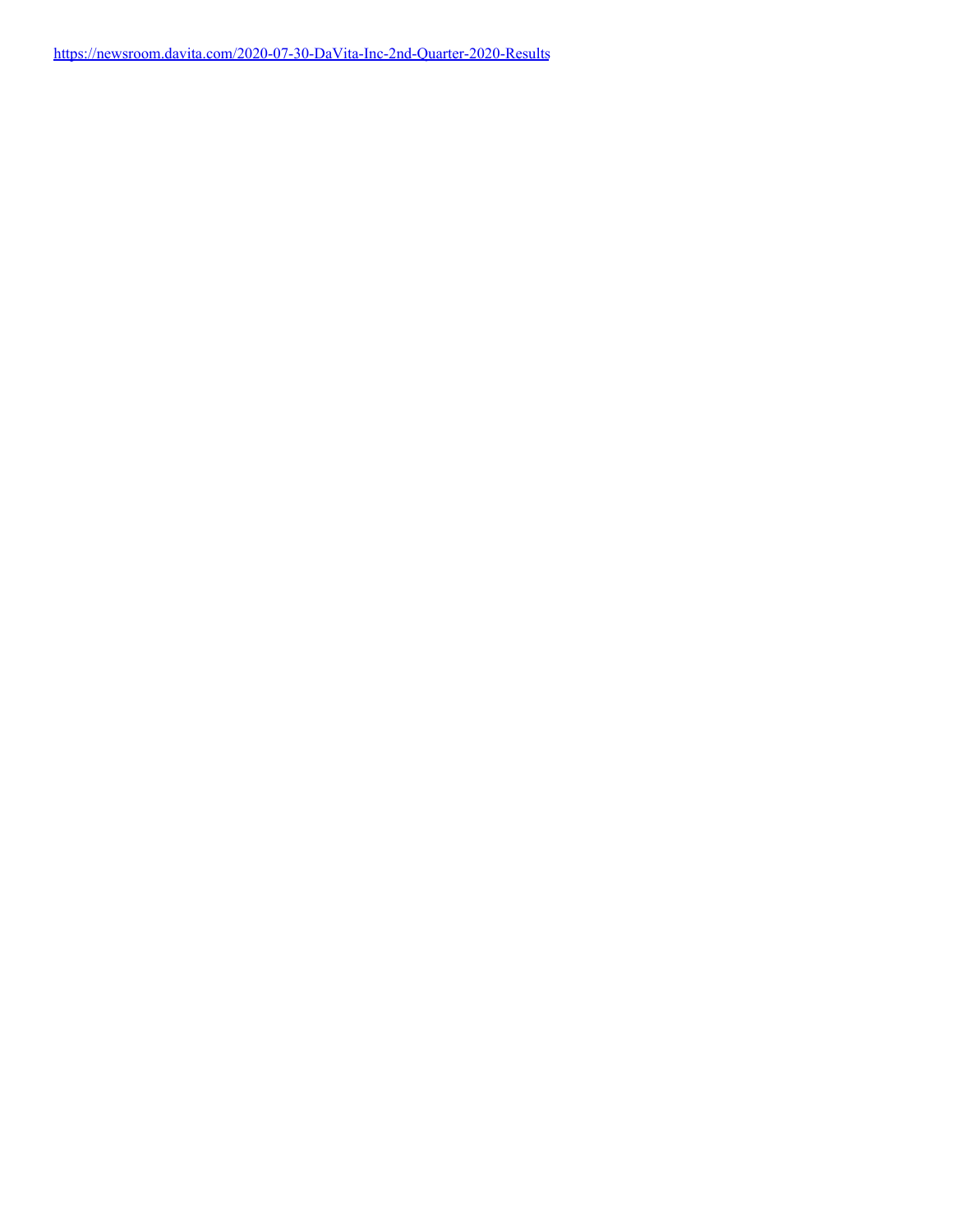https://newsroom.davita.com/2020-07-30-DaVita-Inc-2nd-Quarter-2020-Results